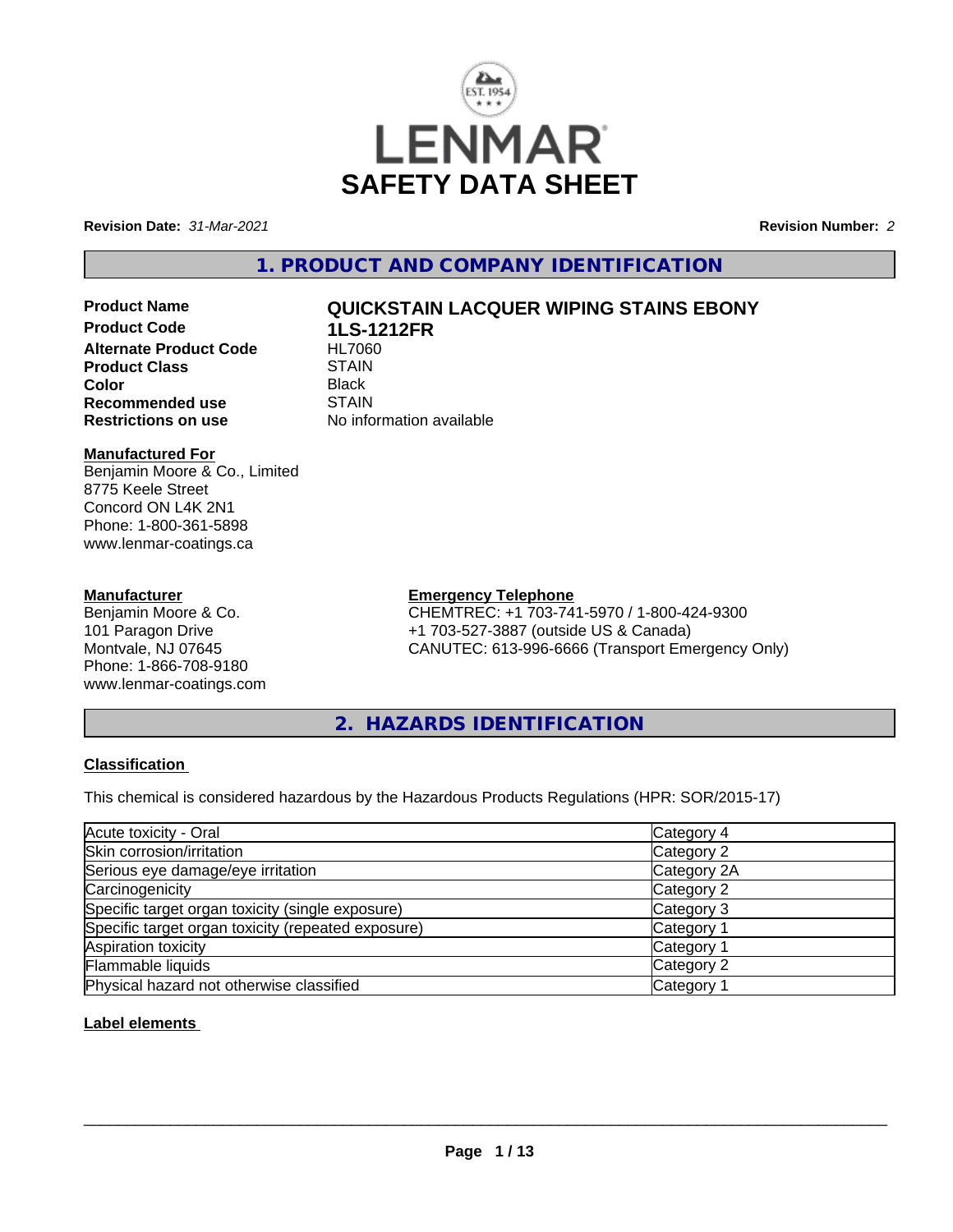# SAFETY DATA SHEET

**Revision Date:** *31-Mar-2021* **Revision Number:** *2*

## 1. PRODUCT AND COMPANY IDENTIFICATION

**Product Name** **QUICKSTAIN LACQUER WIPING STAINS EBONY**
**Product Code** **1LS-1212FR**
**Alternate Product Code** HL7060
**Product Class** STAIN
**Color** Black
**Recommended use** STAIN
**Restrictions on use** No information available

**Manufactured For**
Benjamin Moore & Co., Limited
8775 Keele Street
Concord ON L4K 2N1
Phone: 1-800-361-5898
www.lenmar-coatings.ca

**Manufacturer**
Benjamin Moore & Co.
101 Paragon Drive
Montvale, NJ 07645
Phone: 1-866-708-9180
www.lenmar-coatings.com

**Emergency Telephone**
CHEMTREC: +1 703-741-5970 / 1-800-424-9300
+1 703-527-3887 (outside US & Canada)
CANUTEC: 613-996-6666 (Transport Emergency Only)

## 2. HAZARDS IDENTIFICATION

**Classification**

This chemical is considered hazardous by the Hazardous Products Regulations (HPR: SOR/2015-17)

| | |
|---|---|
| Acute toxicity - Oral | Category 4 |
| Skin corrosion/irritation | Category 2 |
| Serious eye damage/eye irritation | Category 2A |
| Carcinogenicity | Category 2 |
| Specific target organ toxicity (single exposure) | Category 3 |
| Specific target organ toxicity (repeated exposure) | Category 1 |
| Aspiration toxicity | Category 1 |
| Flammable liquids | Category 2 |
| Physical hazard not otherwise classified | Category 1 |

**Label elements**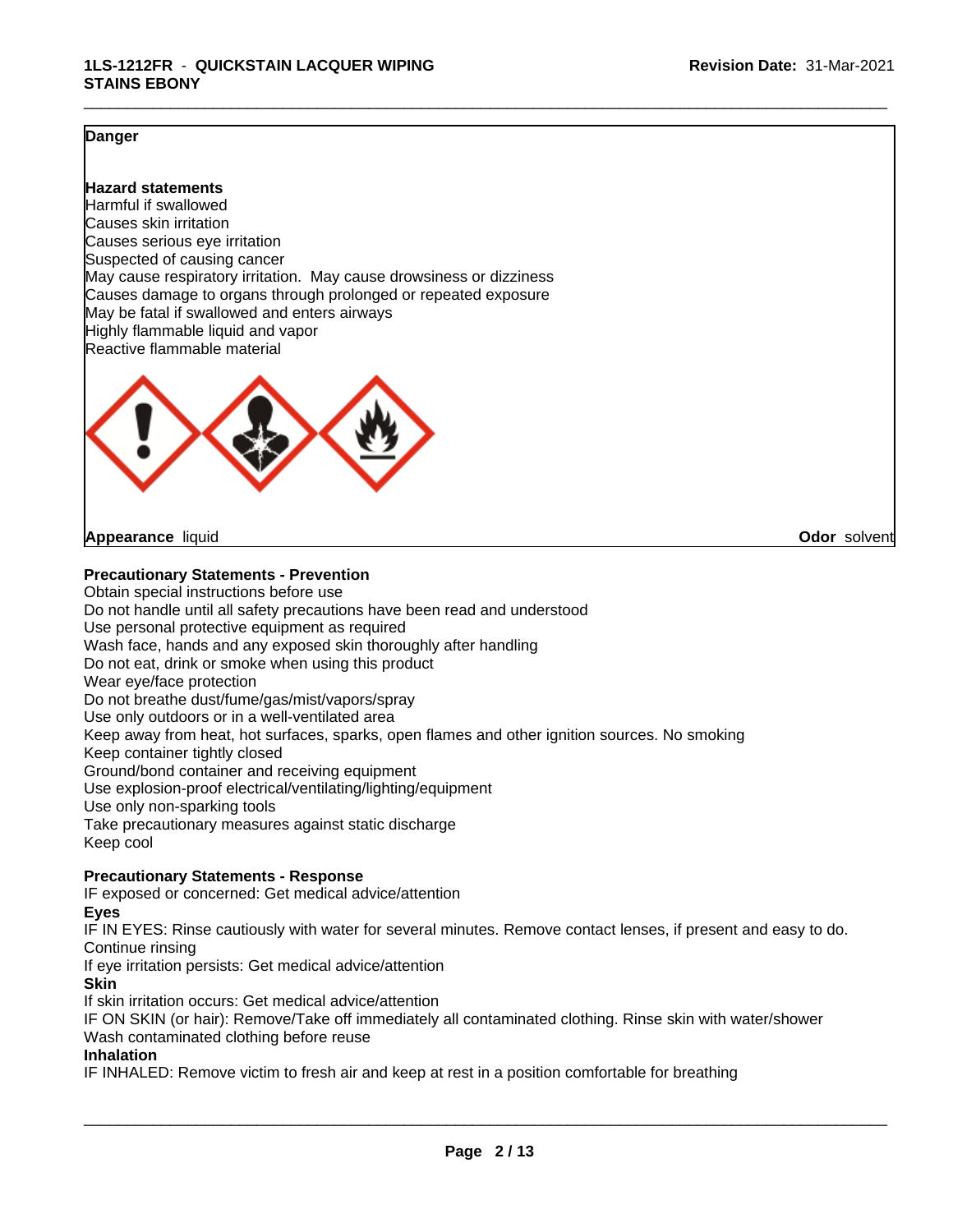**Danger**

**Hazard statements**

Harmful if swallowed
Causes skin irritation
Causes serious eye irritation
Suspected of causing cancer
May cause respiratory irritation. May cause drowsiness or dizziness
Causes damage to organs through prolonged or repeated exposure
May be fatal if swallowed and enters airways
Highly flammable liquid and vapor
Reactive flammable material

**Appearance** liquid **Odor** solvent

**Precautionary Statements - Prevention**

Obtain special instructions before use
Do not handle until all safety precautions have been read and understood
Use personal protective equipment as required
Wash face, hands and any exposed skin thoroughly after handling
Do not eat, drink or smoke when using this product
Wear eye/face protection
Do not breathe dust/fume/gas/mist/vapors/spray
Use only outdoors or in a well-ventilated area
Keep away from heat, hot surfaces, sparks, open flames and other ignition sources. No smoking
Keep container tightly closed
Ground/bond container and receiving equipment
Use explosion-proof electrical/ventilating/lighting/equipment
Use only non-sparking tools
Take precautionary measures against static discharge
Keep cool

**Precautionary Statements - Response**

IF exposed or concerned: Get medical advice/attention

**Eyes**

IF IN EYES: Rinse cautiously with water for several minutes. Remove contact lenses, if present and easy to do. Continue rinsing
If eye irritation persists: Get medical advice/attention

**Skin**

If skin irritation occurs: Get medical advice/attention
IF ON SKIN (or hair): Remove/Take off immediately all contaminated clothing. Rinse skin with water/shower
Wash contaminated clothing before reuse

**Inhalation**

IF INHALED: Remove victim to fresh air and keep at rest in a position comfortable for breathing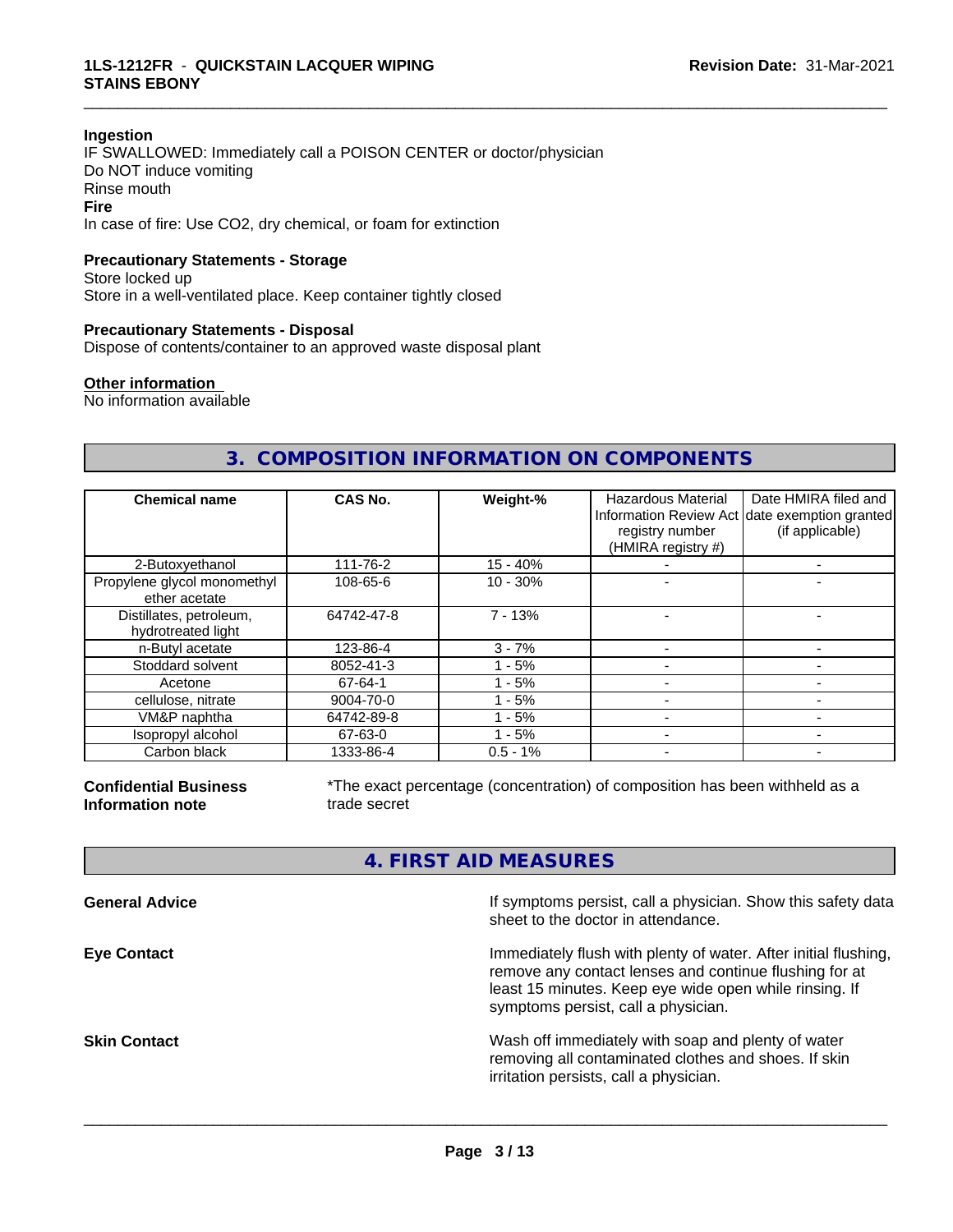**Ingestion**
IF SWALLOWED: Immediately call a POISON CENTER or doctor/physician
Do NOT induce vomiting
Rinse mouth

**Fire**
In case of fire: Use CO2, dry chemical, or foam for extinction

**Precautionary Statements - Storage**
Store locked up
Store in a well-ventilated place. Keep container tightly closed

**Precautionary Statements - Disposal**
Dispose of contents/container to an approved waste disposal plant

**Other information**
No information available

## 3. COMPOSITION INFORMATION ON COMPONENTS

| Chemical name | CAS No. | Weight-% | Hazardous Material Information Review Act registry number (HMIRA registry #) | Date HMIRA filed and date exemption granted (if applicable) |
|---|---|---|---|---|
| 2-Butoxyethanol | 111-76-2 | 15 - 40% | - | - |
| Propylene glycol monomethyl ether acetate | 108-65-6 | 10 - 30% | - | - |
| Distillates, petroleum, hydrotreated light | 64742-47-8 | 7 - 13% | - | - |
| n-Butyl acetate | 123-86-4 | 3 - 7% | - | - |
| Stoddard solvent | 8052-41-3 | 1 - 5% | - | - |
| Acetone | 67-64-1 | 1 - 5% | - | - |
| cellulose, nitrate | 9004-70-0 | 1 - 5% | - | - |
| VM&P naphtha | 64742-89-8 | 1 - 5% | - | - |
| Isopropyl alcohol | 67-63-0 | 1 - 5% | - | - |
| Carbon black | 1333-86-4 | 0.5 - 1% | - | - |

**Confidential Business Information note**
*The exact percentage (concentration) of composition has been withheld as a trade secret

## 4. FIRST AID MEASURES

**General Advice**
If symptoms persist, call a physician. Show this safety data sheet to the doctor in attendance.

**Eye Contact**
Immediately flush with plenty of water. After initial flushing, remove any contact lenses and continue flushing for at least 15 minutes. Keep eye wide open while rinsing. If symptoms persist, call a physician.

**Skin Contact**
Wash off immediately with soap and plenty of water removing all contaminated clothes and shoes. If skin irritation persists, call a physician.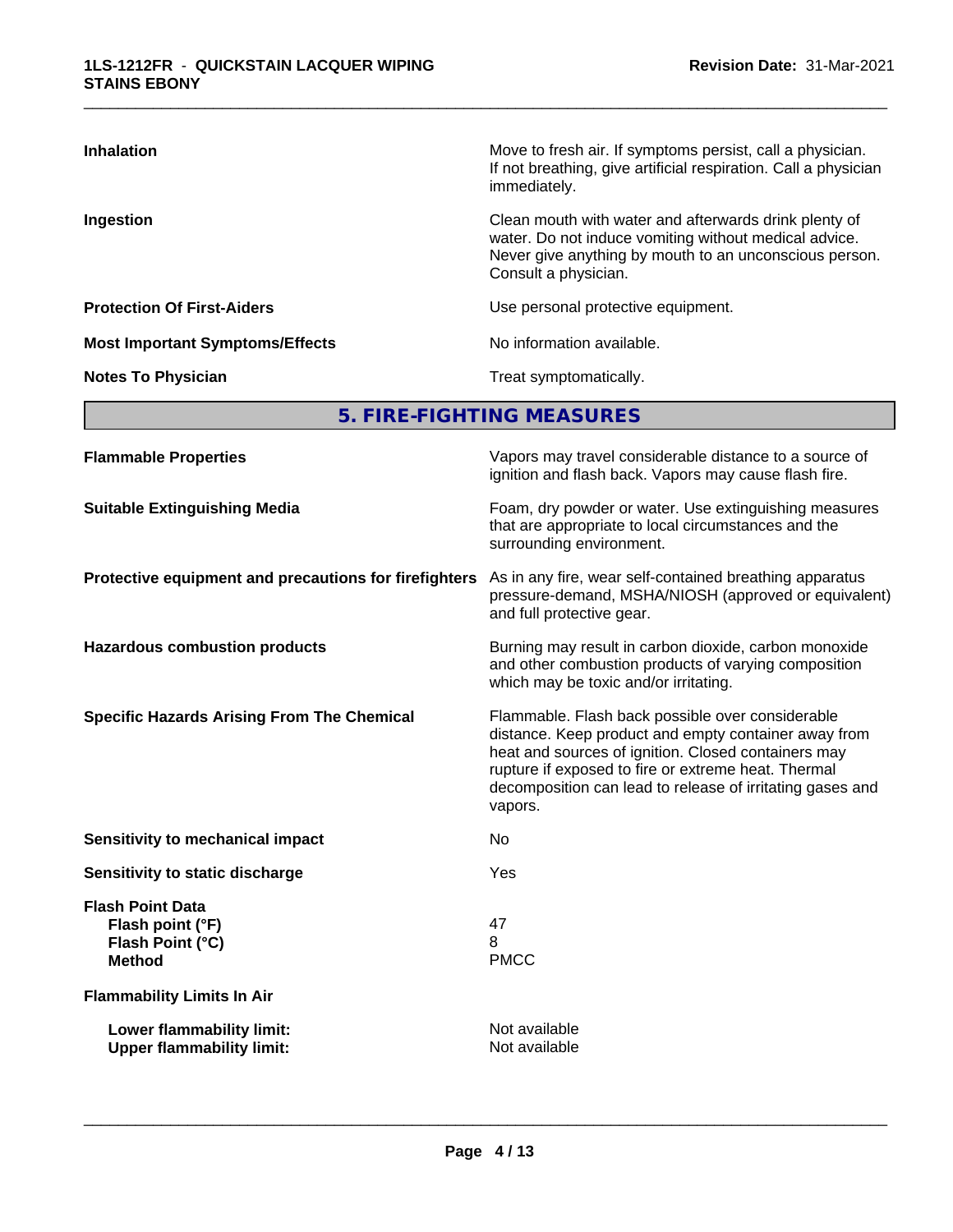| | |
|---|---|
| **Inhalation** | Move to fresh air. If symptoms persist, call a physician. If not breathing, give artificial respiration. Call a physician immediately. |
| **Ingestion** | Clean mouth with water and afterwards drink plenty of water. Do not induce vomiting without medical advice. Never give anything by mouth to an unconscious person. Consult a physician. |
| **Protection Of First-Aiders** | Use personal protective equipment. |
| **Most Important Symptoms/Effects** | No information available. |
| **Notes To Physician** | Treat symptomatically. |

## 5. FIRE-FIGHTING MEASURES

| | |
|---|---|
| **Flammable Properties** | Vapors may travel considerable distance to a source of ignition and flash back. Vapors may cause flash fire. |
| **Suitable Extinguishing Media** | Foam, dry powder or water. Use extinguishing measures that are appropriate to local circumstances and the surrounding environment. |
| **Protective equipment and precautions for firefighters** | As in any fire, wear self-contained breathing apparatus pressure-demand, MSHA/NIOSH (approved or equivalent) and full protective gear. |
| **Hazardous combustion products** | Burning may result in carbon dioxide, carbon monoxide and other combustion products of varying composition which may be toxic and/or irritating. |
| **Specific Hazards Arising From The Chemical** | Flammable. Flash back possible over considerable distance. Keep product and empty container away from heat and sources of ignition. Closed containers may rupture if exposed to fire or extreme heat. Thermal decomposition can lead to release of irritating gases and vapors. |
| **Sensitivity to mechanical impact** | No |
| **Sensitivity to static discharge** | Yes |

**Flash Point Data**

| | |
|---|---|
| **Flash point (°F)** | 47 |
| **Flash Point (°C)** | 8 |
| **Method** | PMCC |

**Flammability Limits In Air**

| | |
|---|---|
| **Lower flammability limit:** | Not available |
| **Upper flammability limit:** | Not available |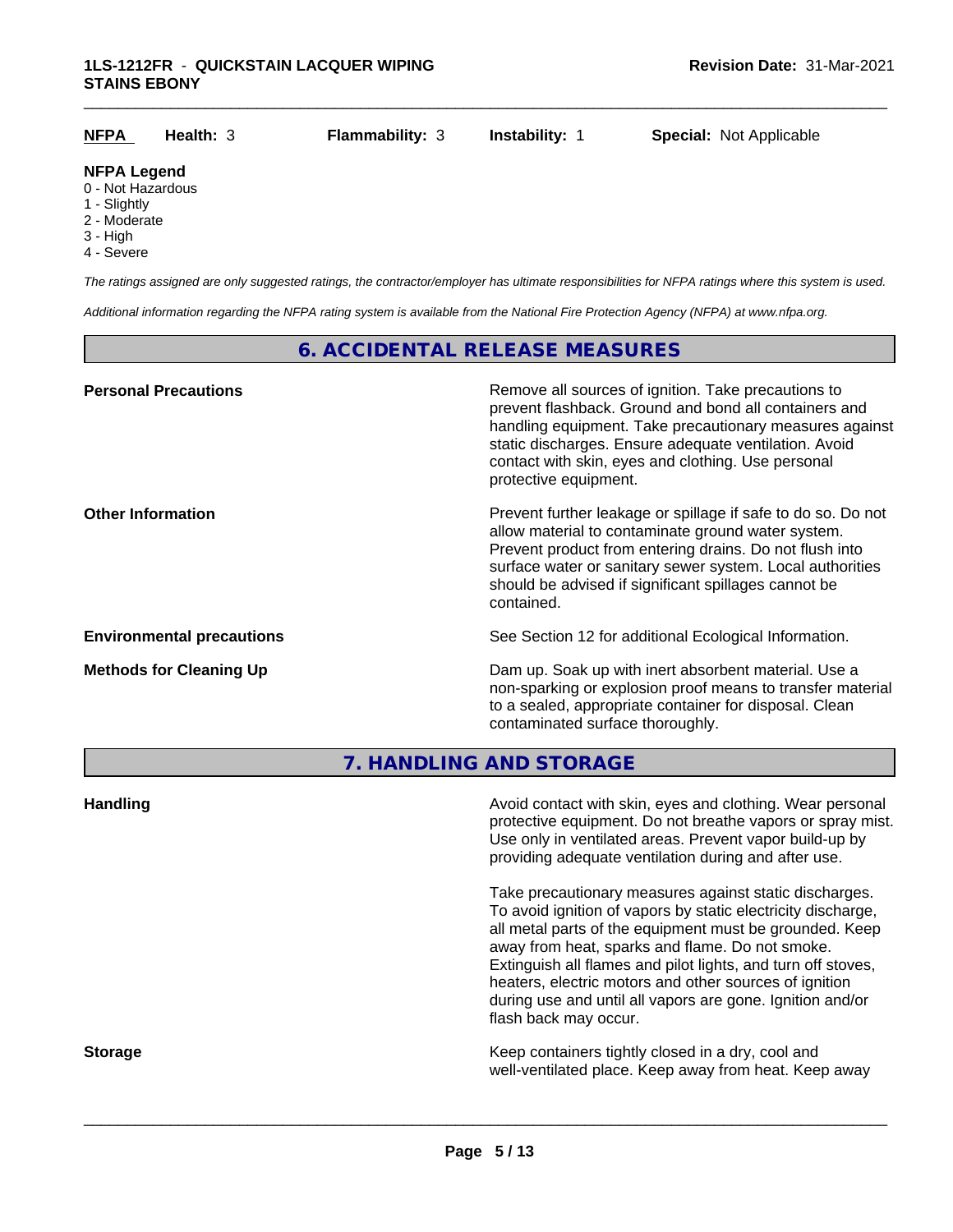| **NFPA** | **Health:** 3 | **Flammability:** 3 | **Instability:** 1 | **Special:** Not Applicable |
|---|---|---|---|---|

**NFPA Legend**
0 - Not Hazardous
1 - Slightly
2 - Moderate
3 - High
4 - Severe

*The ratings assigned are only suggested ratings, the contractor/employer has ultimate responsibilities for NFPA ratings where this system is used.*

*Additional information regarding the NFPA rating system is available from the National Fire Protection Agency (NFPA) at www.nfpa.org.*

## 6. ACCIDENTAL RELEASE MEASURES

**Personal Precautions**

Remove all sources of ignition. Take precautions to prevent flashback. Ground and bond all containers and handling equipment. Take precautionary measures against static discharges. Ensure adequate ventilation. Avoid contact with skin, eyes and clothing. Use personal protective equipment.

**Other Information**

Prevent further leakage or spillage if safe to do so. Do not allow material to contaminate ground water system. Prevent product from entering drains. Do not flush into surface water or sanitary sewer system. Local authorities should be advised if significant spillages cannot be contained.

**Environmental precautions**

See Section 12 for additional Ecological Information.

**Methods for Cleaning Up**

Dam up. Soak up with inert absorbent material. Use a non-sparking or explosion proof means to transfer material to a sealed, appropriate container for disposal. Clean contaminated surface thoroughly.

## 7. HANDLING AND STORAGE

**Handling**

Avoid contact with skin, eyes and clothing. Wear personal protective equipment. Do not breathe vapors or spray mist. Use only in ventilated areas. Prevent vapor build-up by providing adequate ventilation during and after use.

Take precautionary measures against static discharges. To avoid ignition of vapors by static electricity discharge, all metal parts of the equipment must be grounded. Keep away from heat, sparks and flame. Do not smoke. Extinguish all flames and pilot lights, and turn off stoves, heaters, electric motors and other sources of ignition during use and until all vapors are gone. Ignition and/or flash back may occur.

**Storage**

Keep containers tightly closed in a dry, cool and well-ventilated place. Keep away from heat. Keep away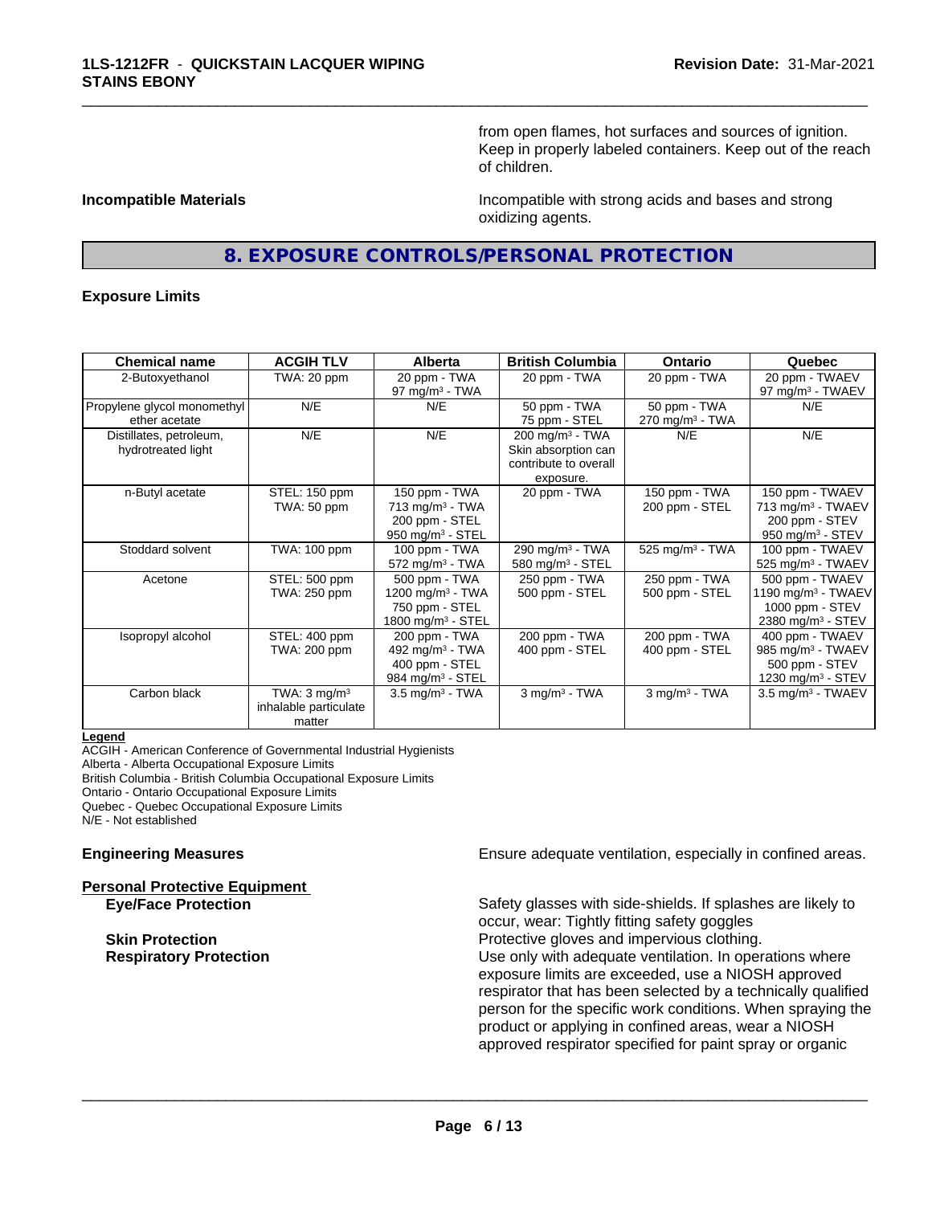from open flames, hot surfaces and sources of ignition. Keep in properly labeled containers. Keep out of the reach of children.

**Incompatible Materials**

Incompatible with strong acids and bases and strong oxidizing agents.

## 8. EXPOSURE CONTROLS/PERSONAL PROTECTION

**Exposure Limits**

| Chemical name | ACGIH TLV | Alberta | British Columbia | Ontario | Quebec |
|---|---|---|---|---|---|
| 2-Butoxyethanol | TWA: 20 ppm | 20 ppm - TWA<br>97 mg/m³ - TWA | 20 ppm - TWA | 20 ppm - TWA | 20 ppm - TWAEV<br>97 mg/m³ - TWAEV |
| Propylene glycol monomethyl ether acetate | N/E | N/E | 50 ppm - TWA<br>75 ppm - STEL | 50 ppm - TWA<br>270 mg/m³ - TWA | N/E |
| Distillates, petroleum, hydrotreated light | N/E | N/E | 200 mg/m³ - TWA<br>Skin absorption can contribute to overall exposure. | N/E | N/E |
| n-Butyl acetate | STEL: 150 ppm<br>TWA: 50 ppm | 150 ppm - TWA<br>713 mg/m³ - TWA<br>200 ppm - STEL<br>950 mg/m³ - STEL | 20 ppm - TWA | 150 ppm - TWA<br>200 ppm - STEL | 150 ppm - TWAEV<br>713 mg/m³ - TWAEV<br>200 ppm - STEV<br>950 mg/m³ - STEV |
| Stoddard solvent | TWA: 100 ppm | 100 ppm - TWA<br>572 mg/m³ - TWA | 290 mg/m³ - TWA<br>580 mg/m³ - STEL | 525 mg/m³ - TWA | 100 ppm - TWAEV<br>525 mg/m³ - TWAEV |
| Acetone | STEL: 500 ppm<br>TWA: 250 ppm | 500 ppm - TWA<br>1200 mg/m³ - TWA<br>750 ppm - STEL<br>1800 mg/m³ - STEL | 250 ppm - TWA<br>500 ppm - STEL | 250 ppm - TWA<br>500 ppm - STEL | 500 ppm - TWAEV<br>1190 mg/m³ - TWAEV<br>1000 ppm - STEV<br>2380 mg/m³ - STEV |
| Isopropyl alcohol | STEL: 400 ppm<br>TWA: 200 ppm | 200 ppm - TWA<br>492 mg/m³ - TWA<br>400 ppm - STEL<br>984 mg/m³ - STEL | 200 ppm - TWA<br>400 ppm - STEL | 200 ppm - TWA<br>400 ppm - STEL | 400 ppm - TWAEV<br>985 mg/m³ - TWAEV<br>500 ppm - STEV<br>1230 mg/m³ - STEV |
| Carbon black | TWA: 3 mg/m³ inhalable particulate matter | 3.5 mg/m³ - TWA | 3 mg/m³ - TWA | 3 mg/m³ - TWA | 3.5 mg/m³ - TWAEV |

**Legend**

ACGIH - American Conference of Governmental Industrial Hygienists
Alberta - Alberta Occupational Exposure Limits
British Columbia - British Columbia Occupational Exposure Limits
Ontario - Ontario Occupational Exposure Limits
Quebec - Quebec Occupational Exposure Limits
N/E - Not established

**Engineering Measures**

Ensure adequate ventilation, especially in confined areas.

**Personal Protective Equipment**

**Eye/Face Protection**

Safety glasses with side-shields. If splashes are likely to occur, wear: Tightly fitting safety goggles

**Skin Protection**

Protective gloves and impervious clothing.

**Respiratory Protection**

Use only with adequate ventilation. In operations where exposure limits are exceeded, use a NIOSH approved respirator that has been selected by a technically qualified person for the specific work conditions. When spraying the product or applying in confined areas, wear a NIOSH approved respirator specified for paint spray or organic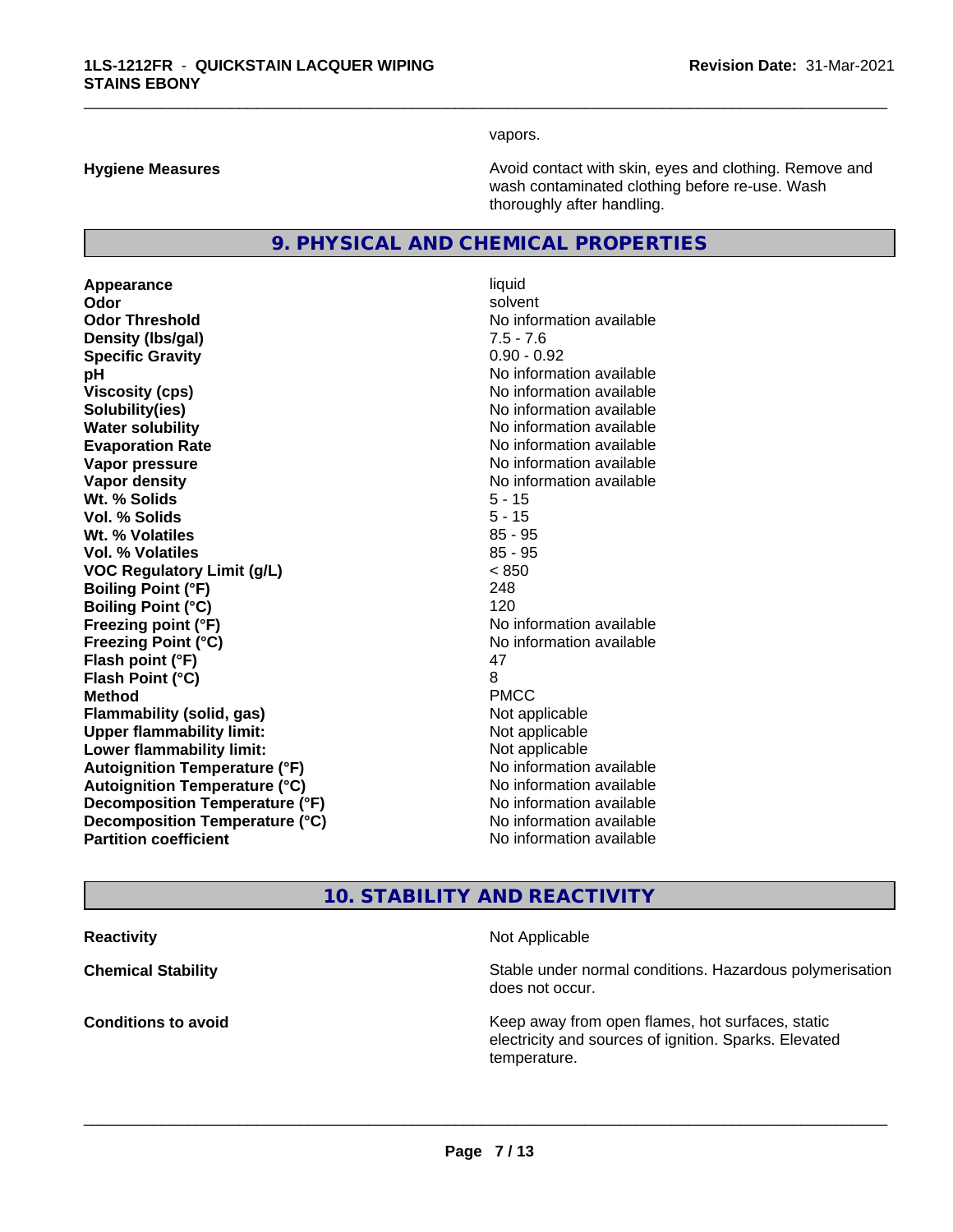vapors.

| | |
|---|---|
| **Hygiene Measures** | Avoid contact with skin, eyes and clothing. Remove and wash contaminated clothing before re-use. Wash thoroughly after handling. |

## 9. PHYSICAL AND CHEMICAL PROPERTIES

| | |
|---|---|
| **Appearance** | liquid |
| **Odor** | solvent |
| **Odor Threshold** | No information available |
| **Density (lbs/gal)** | 7.5 - 7.6 |
| **Specific Gravity** | 0.90 - 0.92 |
| **pH** | No information available |
| **Viscosity (cps)** | No information available |
| **Solubility(ies)** | No information available |
| **Water solubility** | No information available |
| **Evaporation Rate** | No information available |
| **Vapor pressure** | No information available |
| **Vapor density** | No information available |
| **Wt. % Solids** | 5 - 15 |
| **Vol. % Solids** | 5 - 15 |
| **Wt. % Volatiles** | 85 - 95 |
| **Vol. % Volatiles** | 85 - 95 |
| **VOC Regulatory Limit (g/L)** | < 850 |
| **Boiling Point (°F)** | 248 |
| **Boiling Point (°C)** | 120 |
| **Freezing point (°F)** | No information available |
| **Freezing Point (°C)** | No information available |
| **Flash point (°F)** | 47 |
| **Flash Point (°C)** | 8 |
| **Method** | PMCC |
| **Flammability (solid, gas)** | Not applicable |
| **Upper flammability limit:** | Not applicable |
| **Lower flammability limit:** | Not applicable |
| **Autoignition Temperature (°F)** | No information available |
| **Autoignition Temperature (°C)** | No information available |
| **Decomposition Temperature (°F)** | No information available |
| **Decomposition Temperature (°C)** | No information available |
| **Partition coefficient** | No information available |

## 10. STABILITY AND REACTIVITY

| | |
|---|---|
| **Reactivity** | Not Applicable |
| **Chemical Stability** | Stable under normal conditions. Hazardous polymerisation does not occur. |
| **Conditions to avoid** | Keep away from open flames, hot surfaces, static electricity and sources of ignition. Sparks. Elevated temperature. |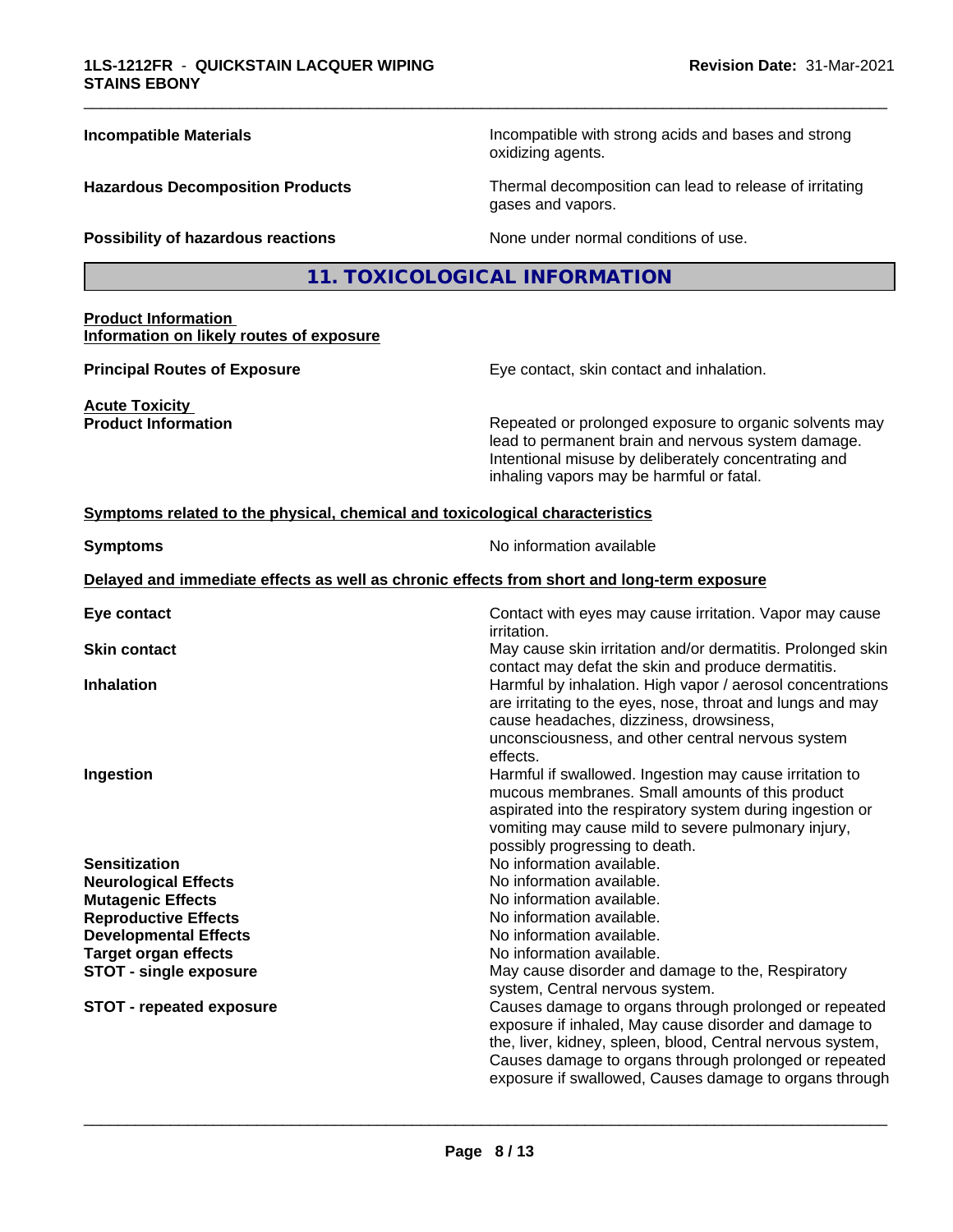| | |
|---|---|
| **Incompatible Materials** | Incompatible with strong acids and bases and strong oxidizing agents. |
| **Hazardous Decomposition Products** | Thermal decomposition can lead to release of irritating gases and vapors. |
| **Possibility of hazardous reactions** | None under normal conditions of use. |

## 11. TOXICOLOGICAL INFORMATION

**Product Information**
**Information on likely routes of exposure**

| | |
|---|---|
| **Principal Routes of Exposure** | Eye contact, skin contact and inhalation. |

**Acute Toxicity**

| | |
|---|---|
| **Product Information** | Repeated or prolonged exposure to organic solvents may lead to permanent brain and nervous system damage. Intentional misuse by deliberately concentrating and inhaling vapors may be harmful or fatal. |

**Symptoms related to the physical, chemical and toxicological characteristics**

| | |
|---|---|
| **Symptoms** | No information available |

**Delayed and immediate effects as well as chronic effects from short and long-term exposure**

| | |
|---|---|
| **Eye contact** | Contact with eyes may cause irritation. Vapor may cause irritation. |
| **Skin contact** | May cause skin irritation and/or dermatitis. Prolonged skin contact may defat the skin and produce dermatitis. |
| **Inhalation** | Harmful by inhalation. High vapor / aerosol concentrations are irritating to the eyes, nose, throat and lungs and may cause headaches, dizziness, drowsiness, unconsciousness, and other central nervous system effects. |
| **Ingestion** | Harmful if swallowed. Ingestion may cause irritation to mucous membranes. Small amounts of this product aspirated into the respiratory system during ingestion or vomiting may cause mild to severe pulmonary injury, possibly progressing to death. |
| **Sensitization** | No information available. |
| **Neurological Effects** | No information available. |
| **Mutagenic Effects** | No information available. |
| **Reproductive Effects** | No information available. |
| **Developmental Effects** | No information available. |
| **Target organ effects** | No information available. |
| **STOT - single exposure** | May cause disorder and damage to the, Respiratory system, Central nervous system. |
| **STOT - repeated exposure** | Causes damage to organs through prolonged or repeated exposure if inhaled, May cause disorder and damage to the, liver, kidney, spleen, blood, Central nervous system, Causes damage to organs through prolonged or repeated exposure if swallowed, Causes damage to organs through |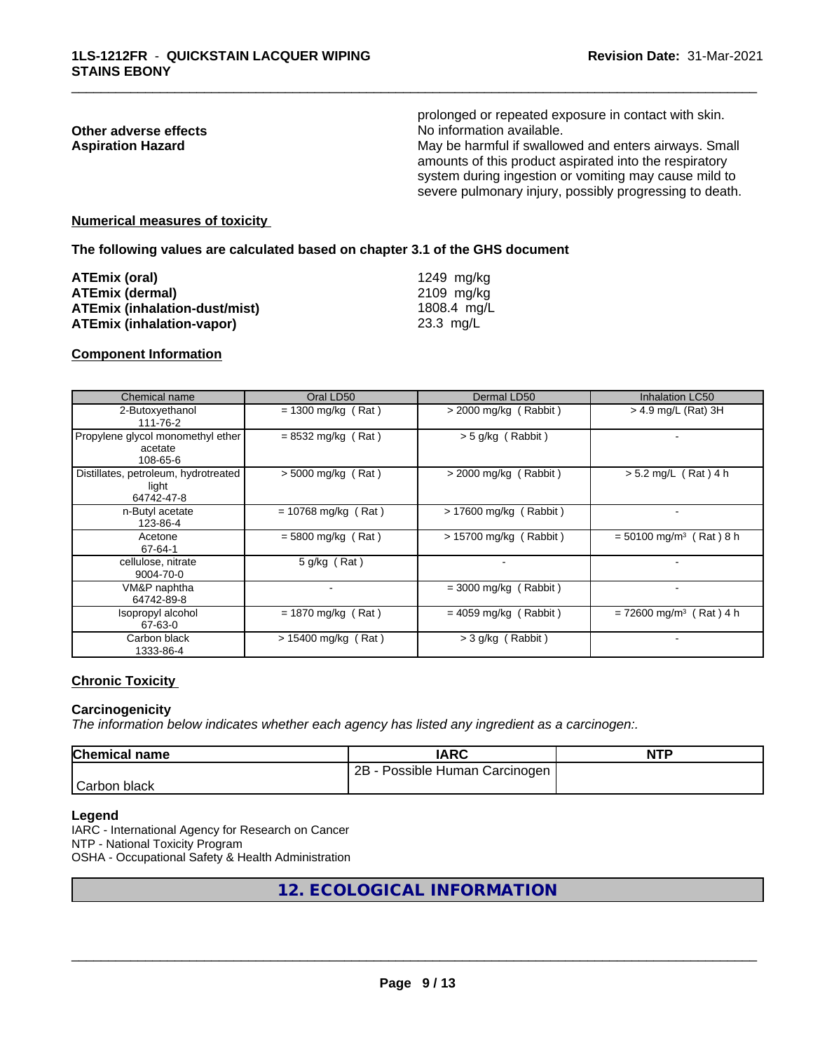prolonged or repeated exposure in contact with skin.

**Other adverse effects** No information available.

**Aspiration Hazard** May be harmful if swallowed and enters airways. Small amounts of this product aspirated into the respiratory system during ingestion or vomiting may cause mild to severe pulmonary injury, possibly progressing to death.

**Numerical measures of toxicity**

**The following values are calculated based on chapter 3.1 of the GHS document**

| | |
|---|---|
| **ATEmix (oral)** | 1249 mg/kg |
| **ATEmix (dermal)** | 2109 mg/kg |
| **ATEmix (inhalation-dust/mist)** | 1808.4 mg/L |
| **ATEmix (inhalation-vapor)** | 23.3 mg/L |

**Component Information**

| Chemical name | Oral LD50 | Dermal LD50 | Inhalation LC50 |
|---|---|---|---|
| 2-Butoxyethanol 111-76-2 | = 1300 mg/kg ( Rat ) | > 2000 mg/kg ( Rabbit ) | > 4.9 mg/L (Rat) 3H |
| Propylene glycol monomethyl ether acetate 108-65-6 | = 8532 mg/kg ( Rat ) | > 5 g/kg ( Rabbit ) | - |
| Distillates, petroleum, hydrotreated light 64742-47-8 | > 5000 mg/kg ( Rat ) | > 2000 mg/kg ( Rabbit ) | > 5.2 mg/L ( Rat ) 4 h |
| n-Butyl acetate 123-86-4 | = 10768 mg/kg ( Rat ) | > 17600 mg/kg ( Rabbit ) | - |
| Acetone 67-64-1 | = 5800 mg/kg ( Rat ) | > 15700 mg/kg ( Rabbit ) | = 50100 mg/m³ ( Rat ) 8 h |
| cellulose, nitrate 9004-70-0 | 5 g/kg ( Rat ) | - | - |
| VM&P naphtha 64742-89-8 | - | = 3000 mg/kg ( Rabbit ) | - |
| Isopropyl alcohol 67-63-0 | = 1870 mg/kg ( Rat ) | = 4059 mg/kg ( Rabbit ) | = 72600 mg/m³ ( Rat ) 4 h |
| Carbon black 1333-86-4 | > 15400 mg/kg ( Rat ) | > 3 g/kg ( Rabbit ) | - |

**Chronic Toxicity**

**Carcinogenicity**

*The information below indicates whether each agency has listed any ingredient as a carcinogen:.*

| Chemical name | IARC | NTP |
|---|---|---|
| Carbon black | 2B - Possible Human Carcinogen | |

**Legend**

IARC - International Agency for Research on Cancer
NTP - National Toxicity Program
OSHA - Occupational Safety & Health Administration

## 12. ECOLOGICAL INFORMATION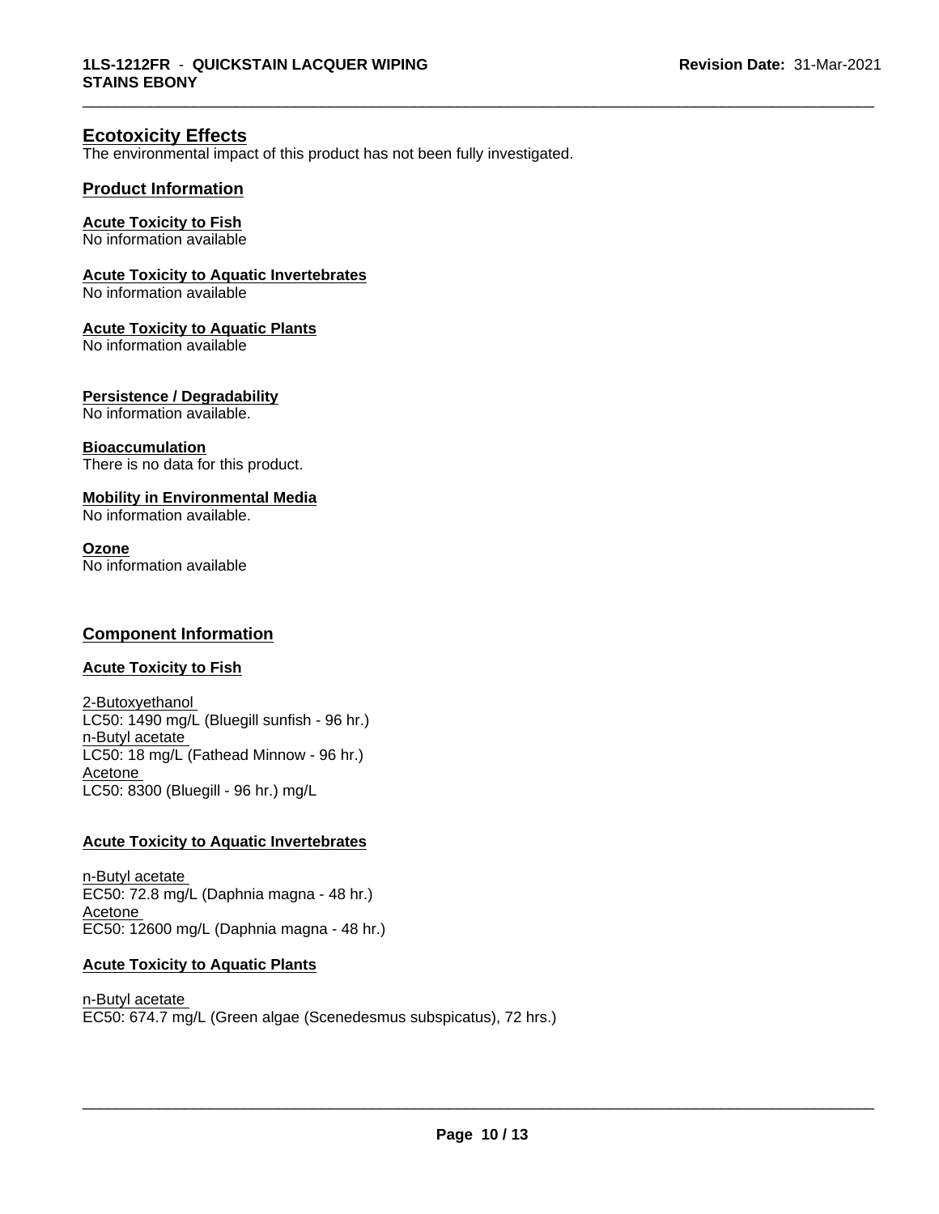## Ecotoxicity Effects

The environmental impact of this product has not been fully investigated.

### Product Information

**Acute Toxicity to Fish**
No information available

**Acute Toxicity to Aquatic Invertebrates**
No information available

**Acute Toxicity to Aquatic Plants**
No information available

**Persistence / Degradability**
No information available.

**Bioaccumulation**
There is no data for this product.

**Mobility in Environmental Media**
No information available.

**Ozone**
No information available

### Component Information

**Acute Toxicity to Fish**

2-Butoxyethanol
LC50: 1490 mg/L (Bluegill sunfish - 96 hr.)
n-Butyl acetate
LC50: 18 mg/L (Fathead Minnow - 96 hr.)
Acetone
LC50: 8300 (Bluegill - 96 hr.) mg/L

**Acute Toxicity to Aquatic Invertebrates**

n-Butyl acetate
EC50: 72.8 mg/L (Daphnia magna - 48 hr.)
Acetone
EC50: 12600 mg/L (Daphnia magna - 48 hr.)

**Acute Toxicity to Aquatic Plants**

n-Butyl acetate
EC50: 674.7 mg/L (Green algae (Scenedesmus subspicatus), 72 hrs.)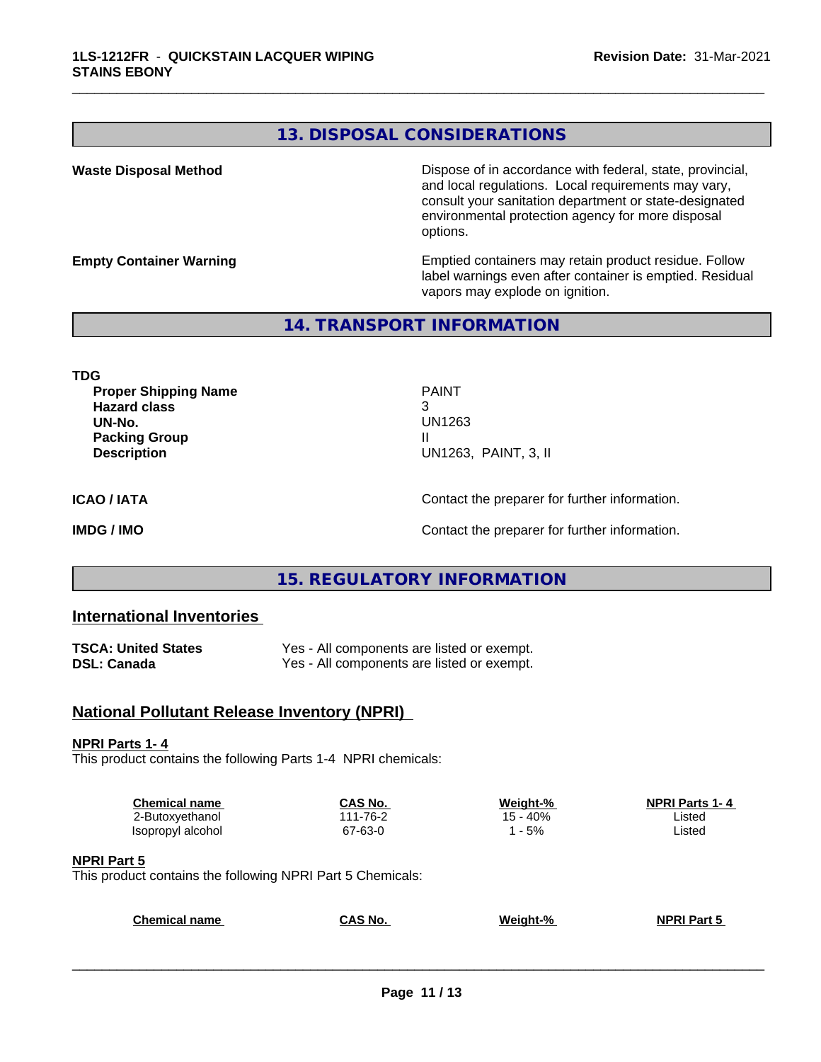## 13. DISPOSAL CONSIDERATIONS

**Waste Disposal Method**

Dispose of in accordance with federal, state, provincial, and local regulations. Local requirements may vary, consult your sanitation department or state-designated environmental protection agency for more disposal options.

**Empty Container Warning**

Emptied containers may retain product residue. Follow label warnings even after container is emptied. Residual vapors may explode on ignition.

## 14. TRANSPORT INFORMATION

**TDG**

| | |
|---|---|
| **Proper Shipping Name** | PAINT |
| **Hazard class** | 3 |
| **UN-No.** | UN1263 |
| **Packing Group** | II |
| **Description** | UN1263, PAINT, 3, II |

**ICAO / IATA** — Contact the preparer for further information.

**IMDG / IMO** — Contact the preparer for further information.

## 15. REGULATORY INFORMATION

### International Inventories

| | |
|---|---|
| **TSCA: United States** | Yes - All components are listed or exempt. |
| **DSL: Canada** | Yes - All components are listed or exempt. |

### National Pollutant Release Inventory (NPRI)

**NPRI Parts 1- 4**

This product contains the following Parts 1-4 NPRI chemicals:

| Chemical name | CAS No. | Weight-% | NPRI Parts 1- 4 |
|---|---|---|---|
| 2-Butoxyethanol | 111-76-2 | 15 - 40% | Listed |
| Isopropyl alcohol | 67-63-0 | 1 - 5% | Listed |

**NPRI Part 5**

This product contains the following NPRI Part 5 Chemicals:

| Chemical name | CAS No. | Weight-% | NPRI Part 5 |
|---|---|---|---|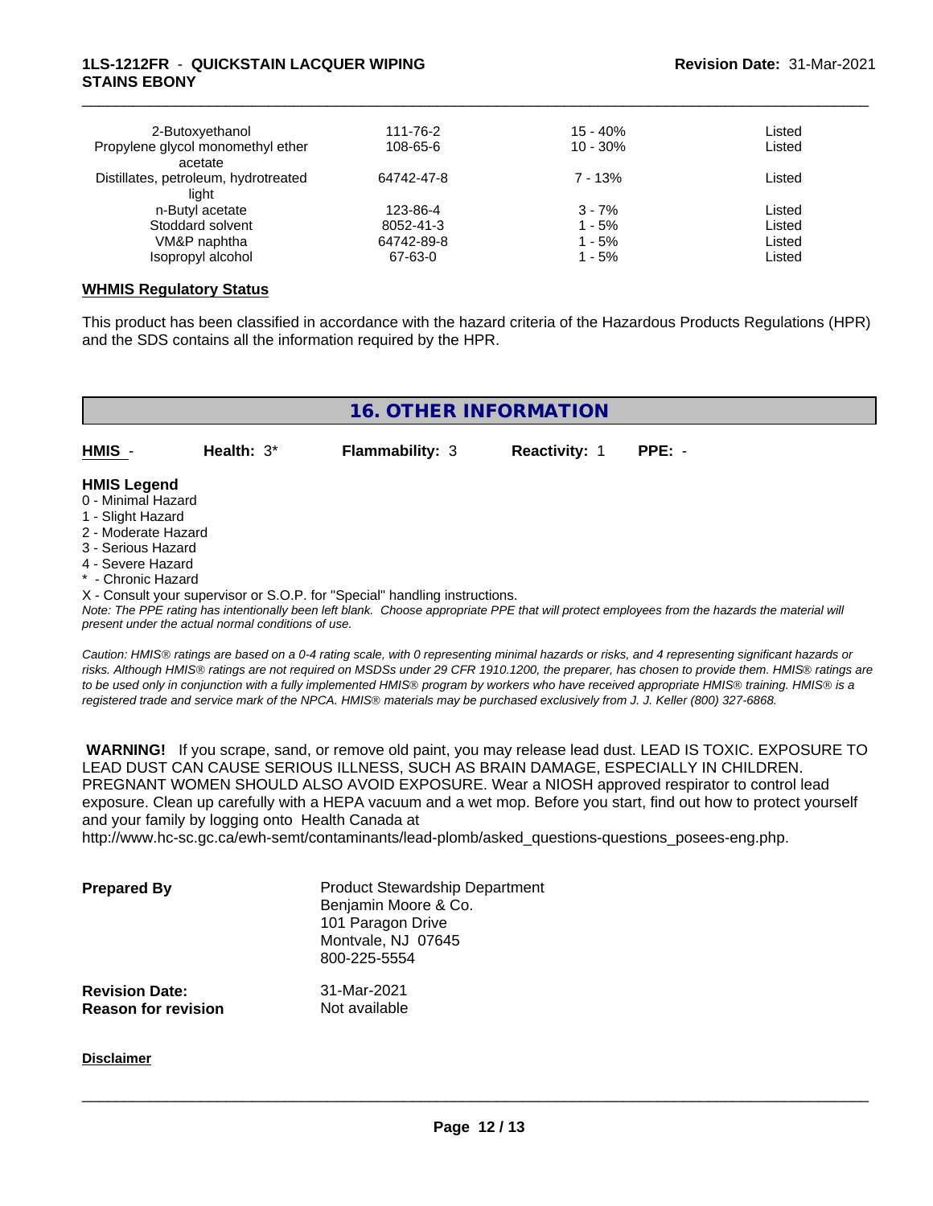| | | | |
|---|---|---|---|
| 2-Butoxyethanol | 111-76-2 | 15 - 40% | Listed |
| Propylene glycol monomethyl ether acetate | 108-65-6 | 10 - 30% | Listed |
| Distillates, petroleum, hydrotreated light | 64742-47-8 | 7 - 13% | Listed |
| n-Butyl acetate | 123-86-4 | 3 - 7% | Listed |
| Stoddard solvent | 8052-41-3 | 1 - 5% | Listed |
| VM&P naphtha | 64742-89-8 | 1 - 5% | Listed |
| Isopropyl alcohol | 67-63-0 | 1 - 5% | Listed |

**WHMIS Regulatory Status**

This product has been classified in accordance with the hazard criteria of the Hazardous Products Regulations (HPR) and the SDS contains all the information required by the HPR.

## 16. OTHER INFORMATION

| HMIS - | Health: 3* | Flammability: 3 | Reactivity: 1 | PPE: - |
|---|---|---|---|---|

**HMIS Legend**

0 - Minimal Hazard
1 - Slight Hazard
2 - Moderate Hazard
3 - Serious Hazard
4 - Severe Hazard
* - Chronic Hazard
X - Consult your supervisor or S.O.P. for "Special" handling instructions.

*Note: The PPE rating has intentionally been left blank. Choose appropriate PPE that will protect employees from the hazards the material will present under the actual normal conditions of use.*

*Caution: HMIS® ratings are based on a 0-4 rating scale, with 0 representing minimal hazards or risks, and 4 representing significant hazards or risks. Although HMIS® ratings are not required on MSDSs under 29 CFR 1910.1200, the preparer, has chosen to provide them. HMIS® ratings are to be used only in conjunction with a fully implemented HMIS® program by workers who have received appropriate HMIS® training. HMIS® is a registered trade and service mark of the NPCA. HMIS® materials may be purchased exclusively from J. J. Keller (800) 327-6868.*

**WARNING!** If you scrape, sand, or remove old paint, you may release lead dust. LEAD IS TOXIC. EXPOSURE TO LEAD DUST CAN CAUSE SERIOUS ILLNESS, SUCH AS BRAIN DAMAGE, ESPECIALLY IN CHILDREN. PREGNANT WOMEN SHOULD ALSO AVOID EXPOSURE. Wear a NIOSH approved respirator to control lead exposure. Clean up carefully with a HEPA vacuum and a wet mop. Before you start, find out how to protect yourself and your family by logging onto Health Canada at http://www.hc-sc.gc.ca/ewh-semt/contaminants/lead-plomb/asked_questions-questions_posees-eng.php.

**Prepared By**
Product Stewardship Department
Benjamin Moore & Co.
101 Paragon Drive
Montvale, NJ 07645
800-225-5554

**Revision Date:** 31-Mar-2021
**Reason for revision** Not available

**Disclaimer**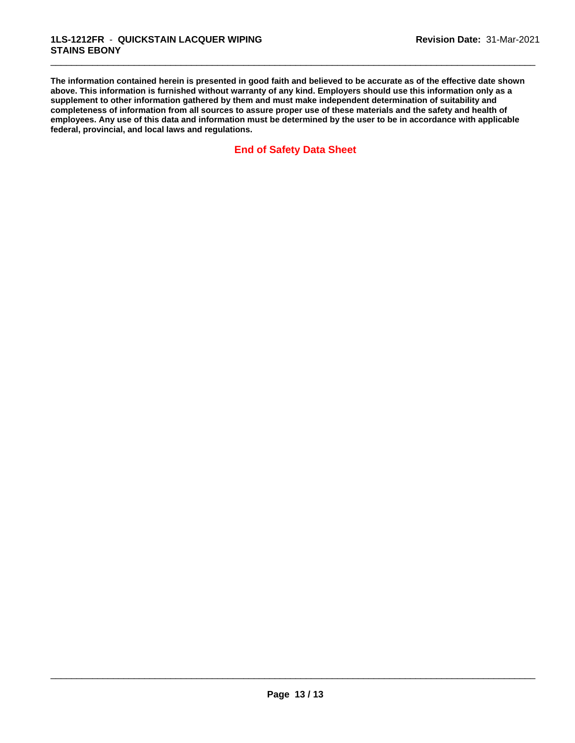**The information contained herein is presented in good faith and believed to be accurate as of the effective date shown above. This information is furnished without warranty of any kind. Employers should use this information only as a supplement to other information gathered by them and must make independent determination of suitability and completeness of information from all sources to assure proper use of these materials and the safety and health of employees. Any use of this data and information must be determined by the user to be in accordance with applicable federal, provincial, and local laws and regulations.**

**End of Safety Data Sheet**